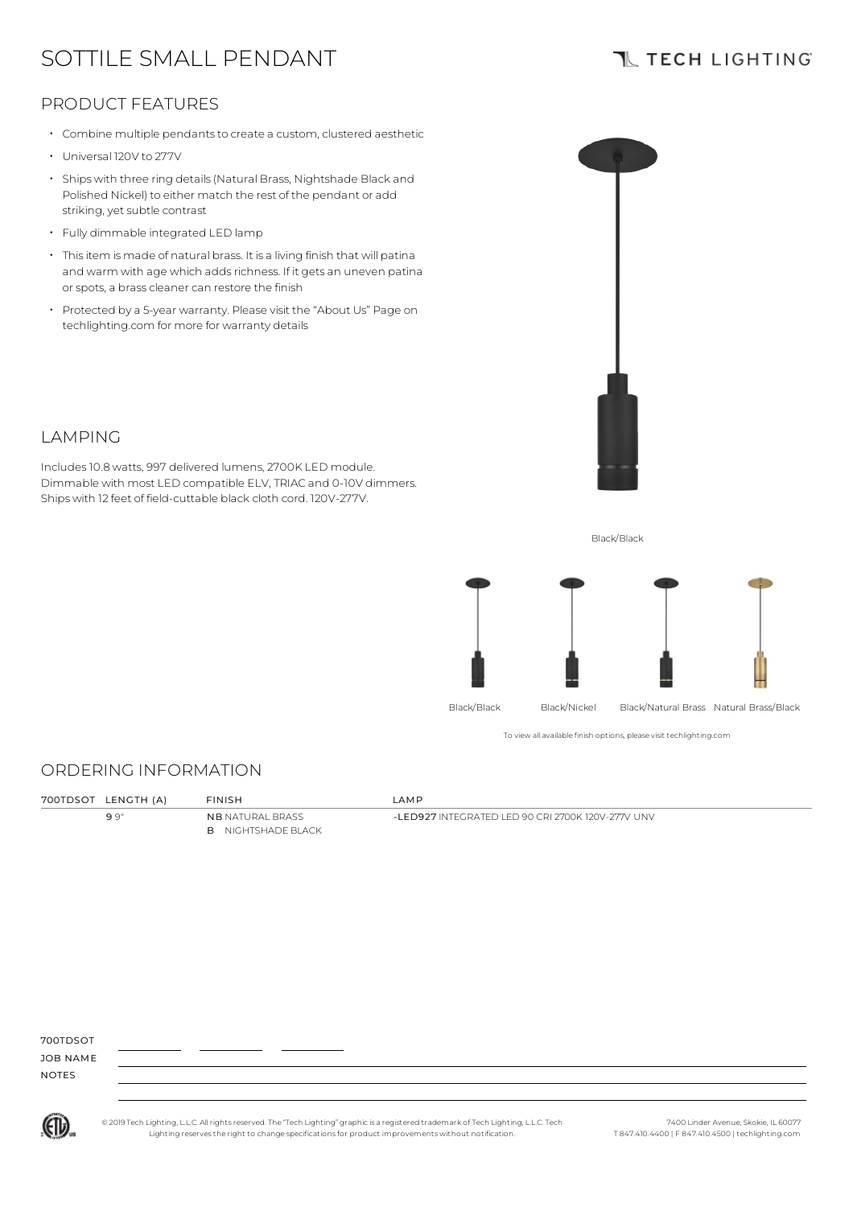# SOTTILE SMALL PENDANT

TECH LIGHTING

## PRODUCT FEATURES

- Combine multiple pendants to create a custom, clustered aesthetic
- Universal 120V to 277V
- Ships with three ring details (Natural Brass, Nightshade Black and Polished Nickel) to either match the rest of the pendant or add striking, yet subtle contrast
- Fully dimmable integrated LED lamp
- This item is made of natural brass. It is a living finish that will patina and warm with age which adds richness. If it gets an uneven patina or spots, a brass cleaner can restore the finish
- Protected by a 5-year warranty. Please visit the "About Us" Page on techlighting.com for more for warranty details

## LAMPING

Includes 10.8 watts, 997 delivered lumens, 2700K LED module. Dimmable with most LED compatible ELV, TRIAC and 0-10V dimmers. Ships with 12 feet of field-cuttable black cloth cord. 120V-277V.

Black/Black

Black/Black　Black/Nickel　Black/Natural Brass　Natural Brass/Black

To view all available finish options, please visit techlighting.com

## ORDERING INFORMATION

| 700TDSOT | LENGTH (A) | FINISH | LAMP |
|---|---|---|---|
| | **9** 9" | **NB** NATURAL BRASS<br>**B** NIGHTSHADE BLACK | **-LED927** INTEGRATED LED 90 CRI 2700K 120V-277V UNV |

700TDSOT ________ ________ ________

JOB NAME

NOTES

© 2019 Tech Lighting, L.L.C. All rights reserved. The "Tech Lighting" graphic is a registered trademark of Tech Lighting, L.L.C. Tech Lighting reserves the right to change specifications for product improvements without notification.

7400 Linder Avenue, Skokie, IL 60077
T 847.410.4400 | F 847.410.4500 | techlighting.com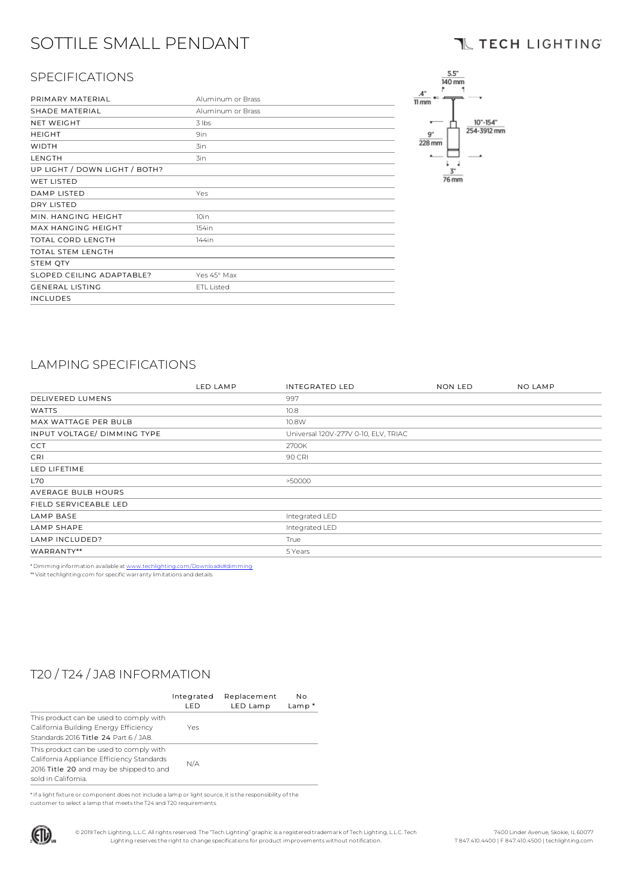# SOTTILE SMALL PENDANT

TECH LIGHTING

## SPECIFICATIONS

| | |
|---|---|
| PRIMARY MATERIAL | Aluminum or Brass |
| SHADE MATERIAL | Aluminum or Brass |
| NET WEIGHT | 3 lbs |
| HEIGHT | 9in |
| WIDTH | 3in |
| LENGTH | 3in |
| UP LIGHT / DOWN LIGHT / BOTH? | |
| WET LISTED | |
| DAMP LISTED | Yes |
| DRY LISTED | |
| MIN. HANGING HEIGHT | 10in |
| MAX HANGING HEIGHT | 154in |
| TOTAL CORD LENGTH | 144in |
| TOTAL STEM LENGTH | |
| STEM QTY | |
| SLOPED CEILING ADAPTABLE? | Yes 45° Max |
| GENERAL LISTING | ETL Listed |
| INCLUDES | |

5.5"
140 mm
.4"
11 mm
10"-154"
254-3912 mm
9"
228 mm
3"
76 mm

## LAMPING SPECIFICATIONS

| | LED LAMP | INTEGRATED LED | NON LED | NO LAMP |
|---|---|---|---|---|
| DELIVERED LUMENS | | 997 | | |
| WATTS | | 10.8 | | |
| MAX WATTAGE PER BULB | | 10.8W | | |
| INPUT VOLTAGE/ DIMMING TYPE | | Universal 120V-277V 0-10, ELV, TRIAC | | |
| CCT | | 2700K | | |
| CRI | | 90 CRI | | |
| LED LIFETIME | | | | |
| L70 | | >50000 | | |
| AVERAGE BULB HOURS | | | | |
| FIELD SERVICEABLE LED | | | | |
| LAMP BASE | | Integrated LED | | |
| LAMP SHAPE | | Integrated LED | | |
| LAMP INCLUDED? | | True | | |
| WARRANTY** | | 5 Years | | |

* Dimming information available at www.techlighting.com/Downloads#dimming
** Visit techlighting.com for specific warranty limitations and details.

## T20 / T24 / JA8 INFORMATION

| | Integrated LED | Replacement LED Lamp | No Lamp * |
|---|---|---|---|
| This product can be used to comply with California Building Energy Efficiency Standards 2016 Title 24 Part 6 / JA8. | Yes | | |
| This product can be used to comply with California Appliance Efficiency Standards 2016 Title 20 and may be shipped to and sold in California. | N/A | | |

* If a light fixture or component does not include a lamp or light source, it is the responsibility of the customer to select a lamp that meets the T24 and T20 requirements.

© 2019 Tech Lighting, L.L.C. All rights reserved. The "Tech Lighting" graphic is a registered trademark of Tech Lighting, L.L.C. Tech Lighting reserves the right to change specifications for product improvements without notification.

7400 Linder Avenue, Skokie, IL 60077
T 847.410.4400 | F 847.410.4500 | techlighting.com